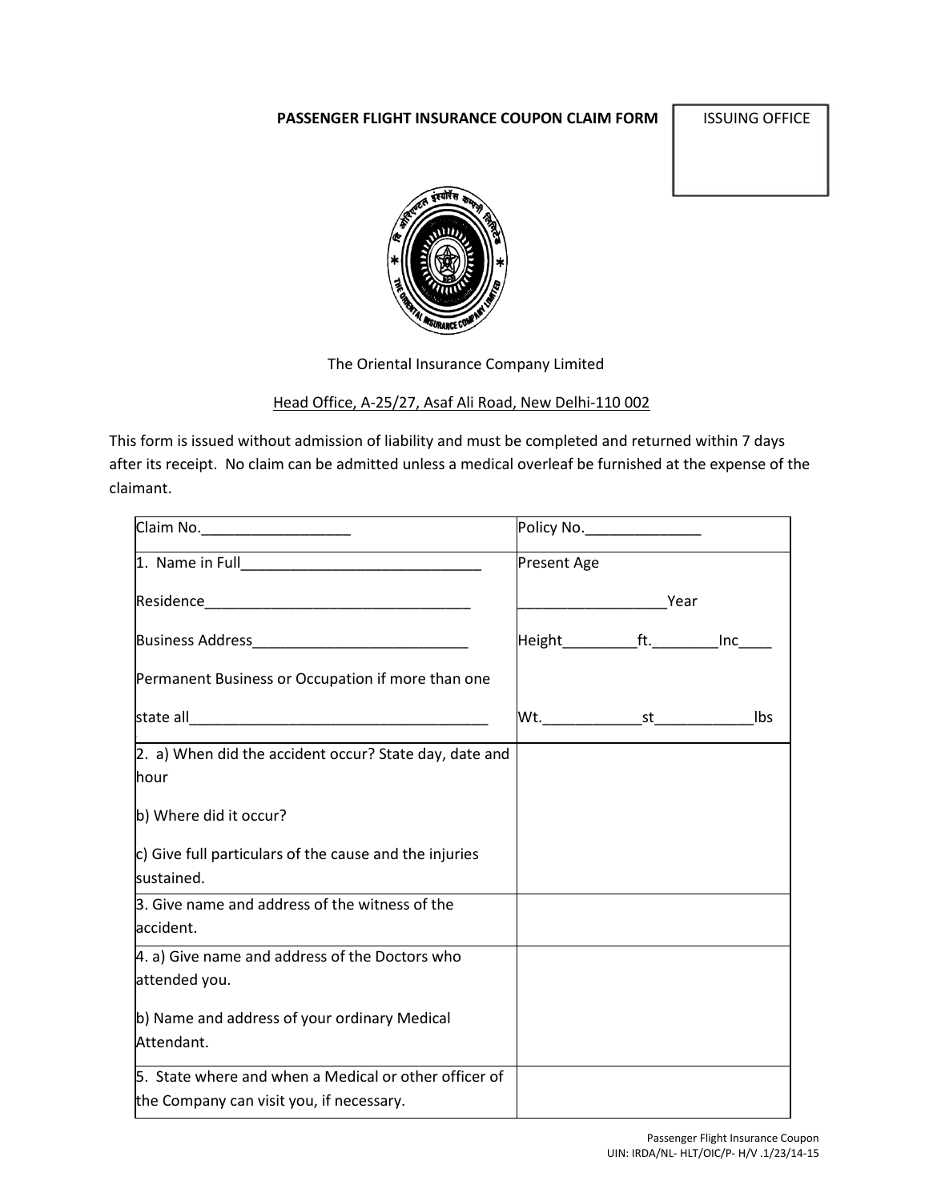**PASSENGER FLIGHT INSURANCE COUPON CLAIM FORM**

| ISSUING OFFICE |
|---|
| |

The Oriental Insurance Company Limited

Head Office, A-25/27, Asaf Ali Road, New Delhi-110 002

This form is issued without admission of liability and must be completed and returned within 7 days after its receipt. No claim can be admitted unless a medical overleaf be furnished at the expense of the claimant.

| Claim No.__________________ | Policy No.______________ |
|---|---|
| 1. Name in Full______________________________<br><br>Residence_________________________________<br><br>Business Address__________________________<br><br>Permanent Business or Occupation if more than one<br><br>state all____________________________________ | Present Age<br><br>__________________Year<br><br>Height_________ft.________Inc____<br><br><br><br>Wt.____________st____________lbs |
| 2. a) When did the accident occur? State day, date and hour<br><br>b) Where did it occur?<br><br>c) Give full particulars of the cause and the injuries sustained. | |
| 3. Give name and address of the witness of the accident. | |
| 4. a) Give name and address of the Doctors who attended you.<br><br>b) Name and address of your ordinary Medical Attendant. | |
| 5. State where and when a Medical or other officer of the Company can visit you, if necessary. | |

Passenger Flight Insurance Coupon
UIN: IRDA/NL- HLT/OIC/P- H/V .1/23/14-15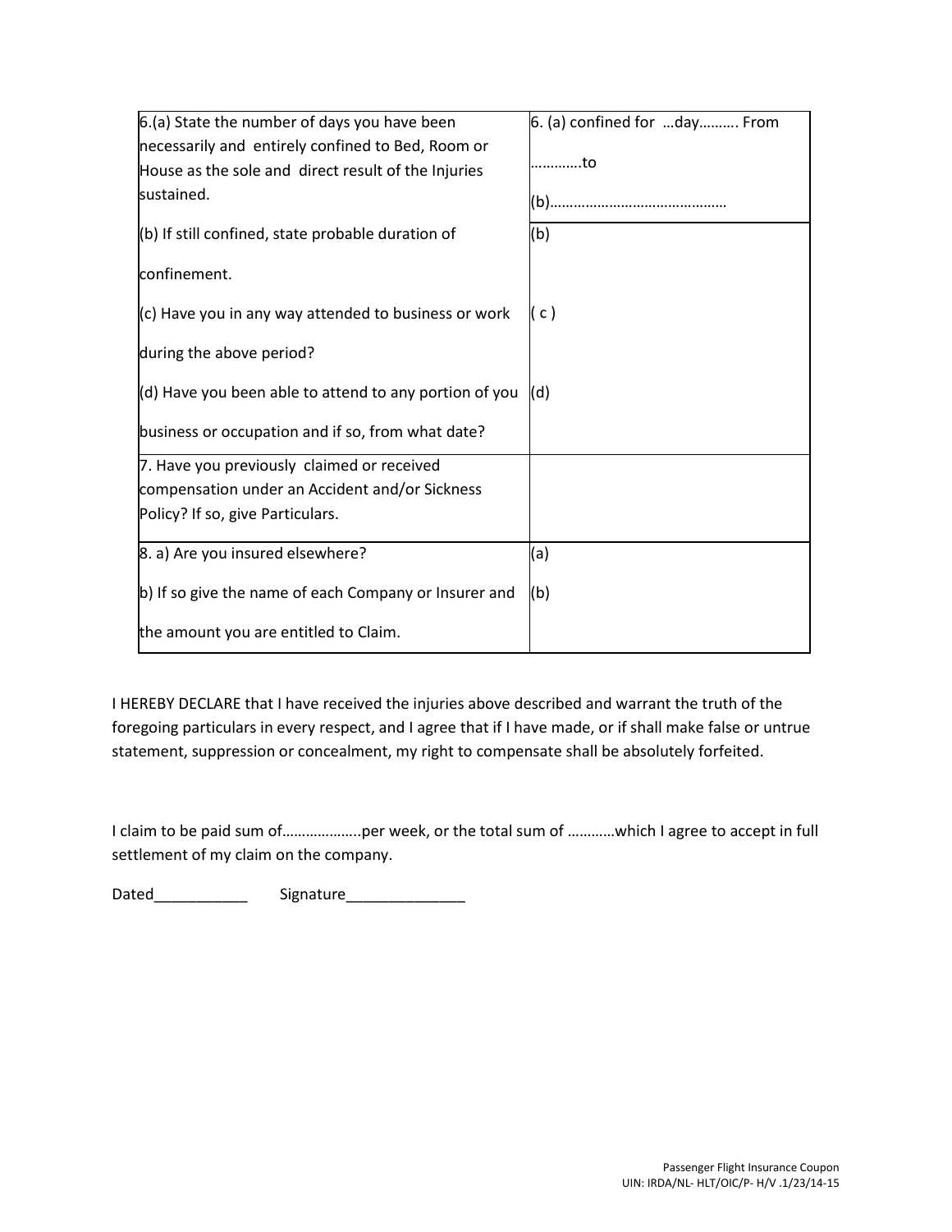| | |
|---|---|
| 6.(a) State the number of days you have been necessarily and entirely confined to Bed, Room or House as the sole and direct result of the Injuries sustained. | 6. (a) confined for …day………. From …………to (b)……………………………………… |
| (b) If still confined, state probable duration of confinement.<br><br>(c) Have you in any way attended to business or work during the above period?<br><br>(d) Have you been able to attend to any portion of you business or occupation and if so, from what date? | (b)<br><br>( c )<br><br>(d) |
| 7. Have you previously claimed or received compensation under an Accident and/or Sickness Policy? If so, give Particulars. | |
| 8. a) Are you insured elsewhere?<br><br>b) If so give the name of each Company or Insurer and the amount you are entitled to Claim. | (a)<br><br>(b) |

I HEREBY DECLARE that I have received the injuries above described and warrant the truth of the foregoing particulars in every respect, and I agree that if I have made, or if shall make false or untrue statement, suppression or concealment, my right to compensate shall be absolutely forfeited.

I claim to be paid sum of………………..per week, or the total sum of …………which I agree to accept in full settlement of my claim on the company.

Dated___________ Signature______________

Passenger Flight Insurance Coupon
UIN: IRDA/NL- HLT/OIC/P- H/V .1/23/14-15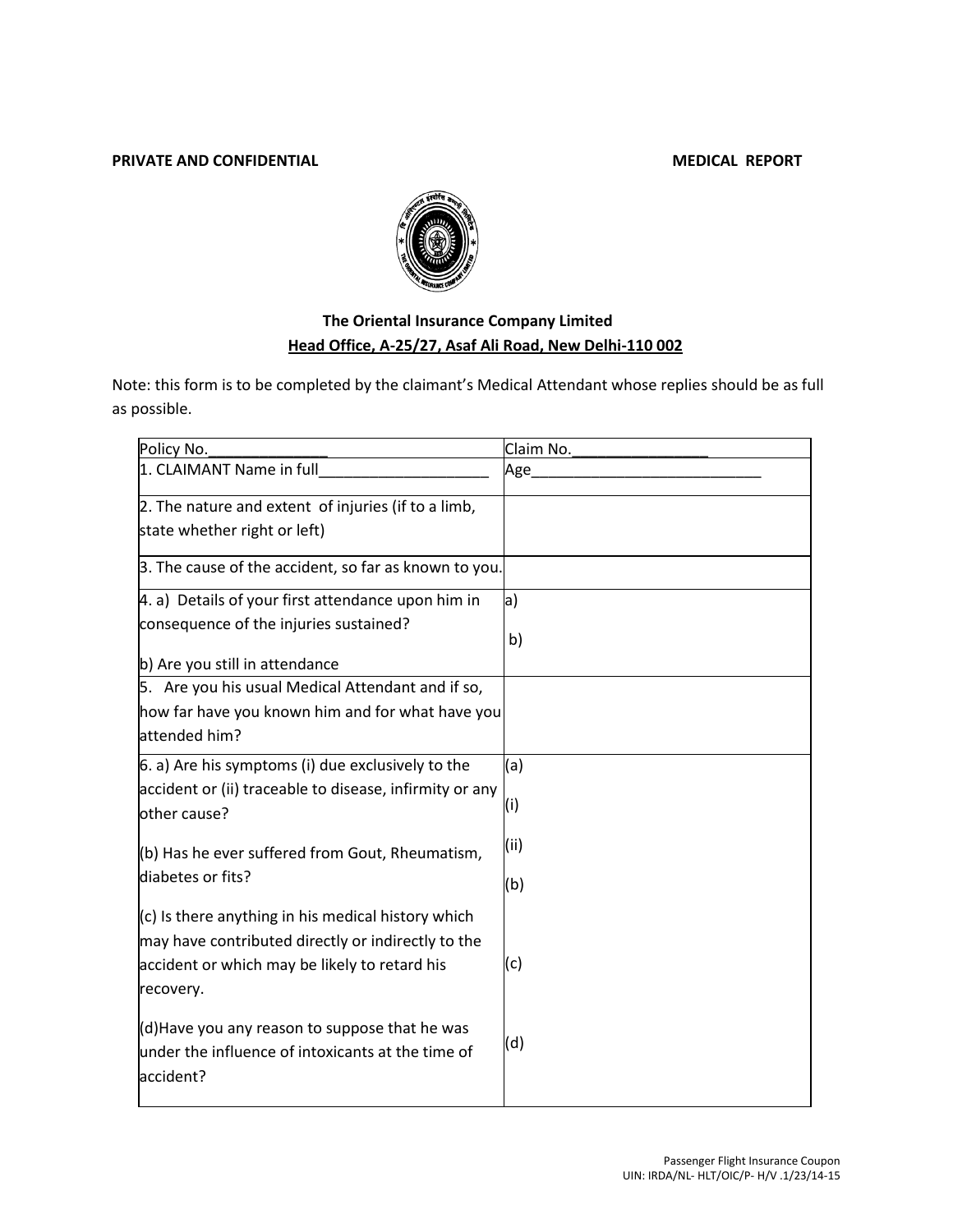**PRIVATE AND CONFIDENTIAL** **MEDICAL REPORT**

**The Oriental Insurance Company Limited**

**Head Office, A-25/27, Asaf Ali Road, New Delhi-110 002**

Note: this form is to be completed by the claimant's Medical Attendant whose replies should be as full as possible.

| Policy No.______________ | Claim No.________________ |
|---|---|
| 1. CLAIMANT Name in full____________________ | Age___________________________ |
| 2. The nature and extent of injuries (if to a limb, state whether right or left) | |
| 3. The cause of the accident, so far as known to you. | |
| 4. a) Details of your first attendance upon him in consequence of the injuries sustained?<br><br>b) Are you still in attendance | a)<br><br>b) |
| 5. Are you his usual Medical Attendant and if so, how far have you known him and for what have you attended him? | |
| 6. a) Are his symptoms (i) due exclusively to the accident or (ii) traceable to disease, infirmity or any other cause?<br><br>(b) Has he ever suffered from Gout, Rheumatism, diabetes or fits?<br><br>(c) Is there anything in his medical history which may have contributed directly or indirectly to the accident or which may be likely to retard his recovery.<br><br>(d)Have you any reason to suppose that he was under the influence of intoxicants at the time of accident? | (a)<br><br>(i)<br><br>(ii)<br><br>(b)<br><br>(c)<br><br>(d) |

Passenger Flight Insurance Coupon
UIN: IRDA/NL- HLT/OIC/P- H/V .1/23/14-15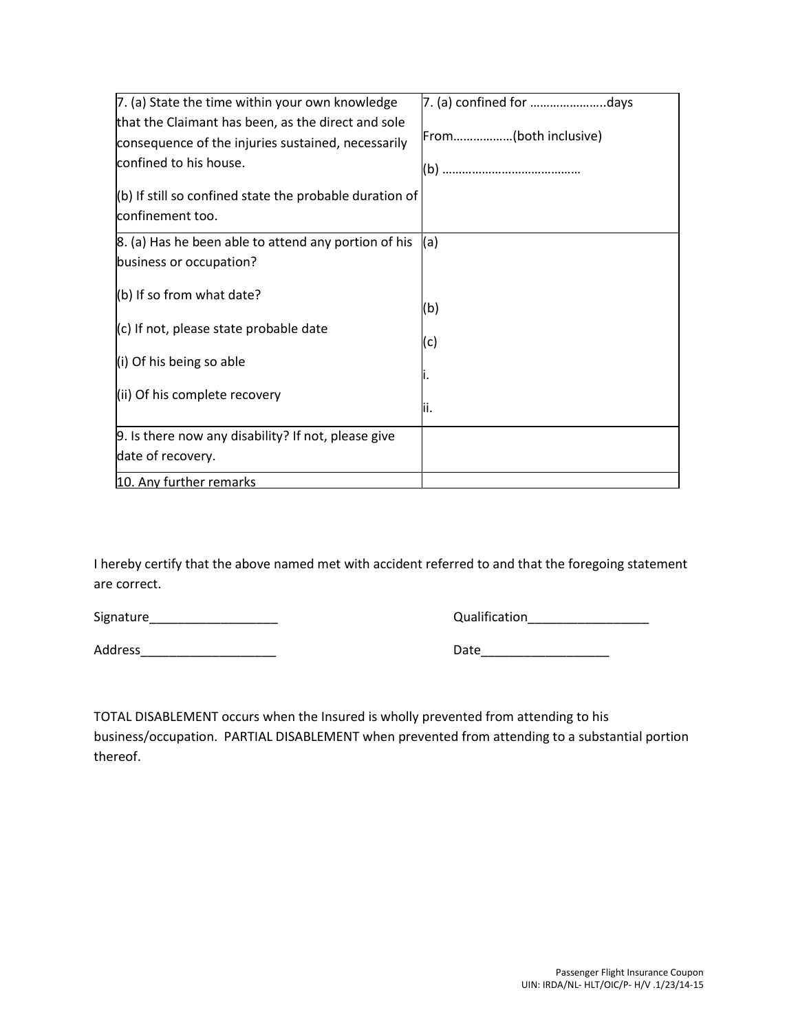| | |
|---|---|
| 7. (a) State the time within your own knowledge that the Claimant has been, as the direct and sole consequence of the injuries sustained, necessarily confined to his house.<br><br>(b) If still so confined state the probable duration of confinement too. | 7. (a) confined for …………………..days<br><br>From………………(both inclusive)<br><br>(b) …………………………………… |
| 8. (a) Has he been able to attend any portion of his business or occupation?<br><br>(b) If so from what date?<br><br>(c) If not, please state probable date<br><br>(i) Of his being so able<br><br>(ii) Of his complete recovery | (a)<br><br>(b)<br><br>(c)<br><br>i.<br><br>ii. |
| 9. Is there now any disability? If not, please give date of recovery. | |
| 10. Any further remarks | |

I hereby certify that the above named met with accident referred to and that the foregoing statement are correct.

Signature__________________ Qualification_________________

Address___________________ Date__________________

TOTAL DISABLEMENT occurs when the Insured is wholly prevented from attending to his business/occupation. PARTIAL DISABLEMENT when prevented from attending to a substantial portion thereof.

Passenger Flight Insurance Coupon
UIN: IRDA/NL- HLT/OIC/P- H/V .1/23/14-15